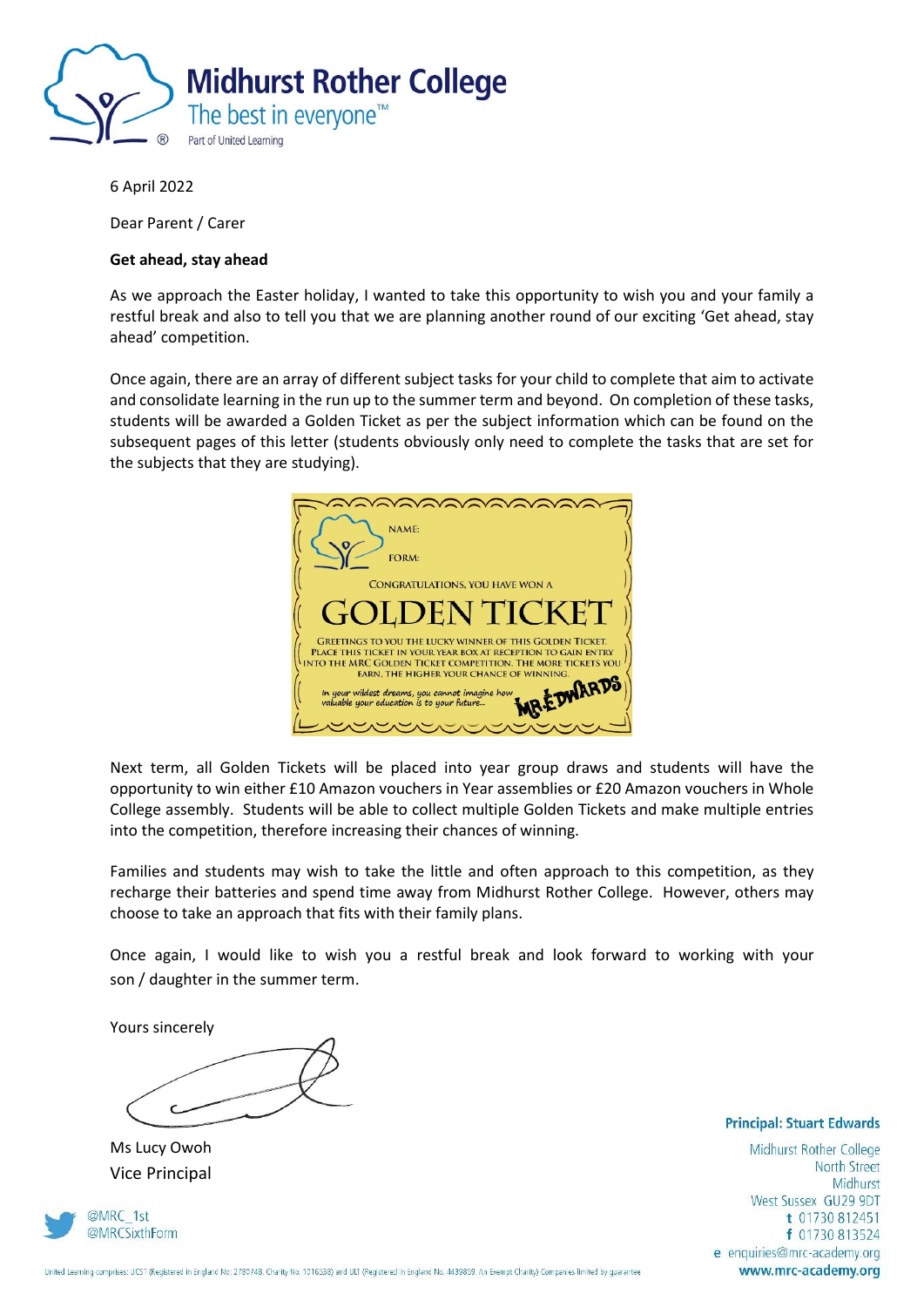**Midhurst Rother College**

The best in everyone™

Part of United Learning

6 April 2022

Dear Parent / Carer

**Get ahead, stay ahead**

As we approach the Easter holiday, I wanted to take this opportunity to wish you and your family a restful break and also to tell you that we are planning another round of our exciting 'Get ahead, stay ahead' competition.

Once again, there are an array of different subject tasks for your child to complete that aim to activate and consolidate learning in the run up to the summer term and beyond. On completion of these tasks, students will be awarded a Golden Ticket as per the subject information which can be found on the subsequent pages of this letter (students obviously only need to complete the tasks that are set for the subjects that they are studying).

NAME:

FORM:

CONGRATULATIONS, YOU HAVE WON A

GOLDEN TICKET

GREETINGS TO YOU THE LUCKY WINNER OF THIS GOLDEN TICKET. PLACE THIS TICKET IN YOUR YEAR BOX AT RECEPTION TO GAIN ENTRY INTO THE MRC GOLDEN TICKET COMPETITION. THE MORE TICKETS YOU EARN, THE HIGHER YOUR CHANCE OF WINNING.

*In your wildest dreams, you cannot imagine how valuable your education is to your future...* MR EDWARDS

Next term, all Golden Tickets will be placed into year group draws and students will have the opportunity to win either £10 Amazon vouchers in Year assemblies or £20 Amazon vouchers in Whole College assembly. Students will be able to collect multiple Golden Tickets and make multiple entries into the competition, therefore increasing their chances of winning.

Families and students may wish to take the little and often approach to this competition, as they recharge their batteries and spend time away from Midhurst Rother College. However, others may choose to take an approach that fits with their family plans.

Once again, I would like to wish you a restful break and look forward to working with your son / daughter in the summer term.

Yours sincerely

Ms Lucy Owoh

Vice Principal

**Principal: Stuart Edwards**

Midhurst Rother College
North Street
Midhurst
West Sussex GU29 9DT
t 01730 812451
f 01730 813524
e enquiries@mrc-academy.org
**www.mrc-academy.org**

@MRC_1st
@MRCSixthForm

United Learning comprises: UCST (Registered in England No: 2780748. Charity No. 1016538) and ULT (Registered in England No. 4439859. An Exempt Charity) Companies limited by guarantee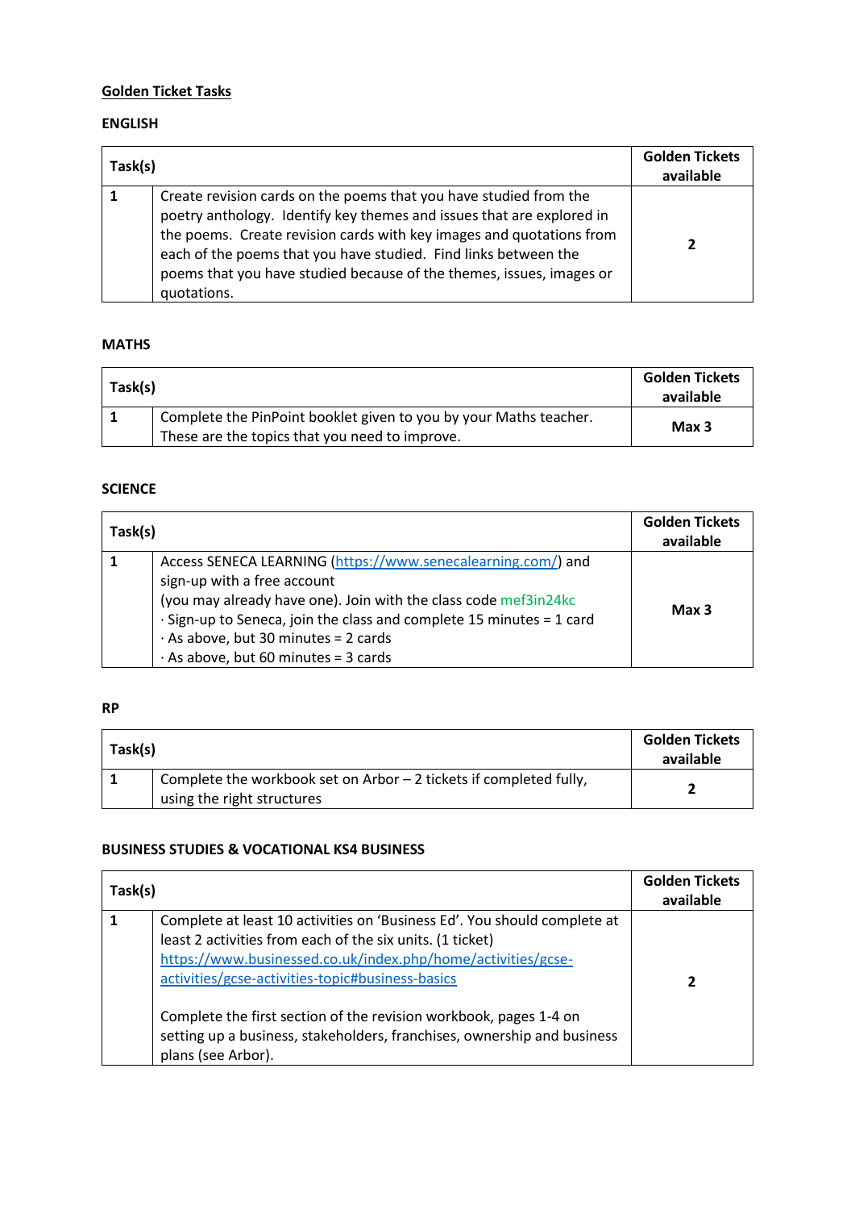## Golden Ticket Tasks

### ENGLISH

| Task(s) | | Golden Tickets available |
|---|---|---|
| 1 | Create revision cards on the poems that you have studied from the poetry anthology. Identify key themes and issues that are explored in the poems. Create revision cards with key images and quotations from each of the poems that you have studied. Find links between the poems that you have studied because of the themes, issues, images or quotations. | 2 |

### MATHS

| Task(s) | | Golden Tickets available |
|---|---|---|
| 1 | Complete the PinPoint booklet given to you by your Maths teacher. These are the topics that you need to improve. | Max 3 |

### SCIENCE

| Task(s) | | Golden Tickets available |
|---|---|---|
| 1 | Access SENECA LEARNING (https://www.senecalearning.com/) and sign-up with a free account<br>(you may already have one). Join with the class code mef3in24kc<br>· Sign-up to Seneca, join the class and complete 15 minutes = 1 card<br>· As above, but 30 minutes = 2 cards<br>· As above, but 60 minutes = 3 cards | Max 3 |

### RP

| Task(s) | | Golden Tickets available |
|---|---|---|
| 1 | Complete the workbook set on Arbor – 2 tickets if completed fully, using the right structures | 2 |

### BUSINESS STUDIES & VOCATIONAL KS4 BUSINESS

| Task(s) | | Golden Tickets available |
|---|---|---|
| 1 | Complete at least 10 activities on 'Business Ed'. You should complete at least 2 activities from each of the six units. (1 ticket)<br>https://www.businessed.co.uk/index.php/home/activities/gcse-activities/gcse-activities-topic#business-basics<br><br>Complete the first section of the revision workbook, pages 1-4 on setting up a business, stakeholders, franchises, ownership and business plans (see Arbor). | 2 |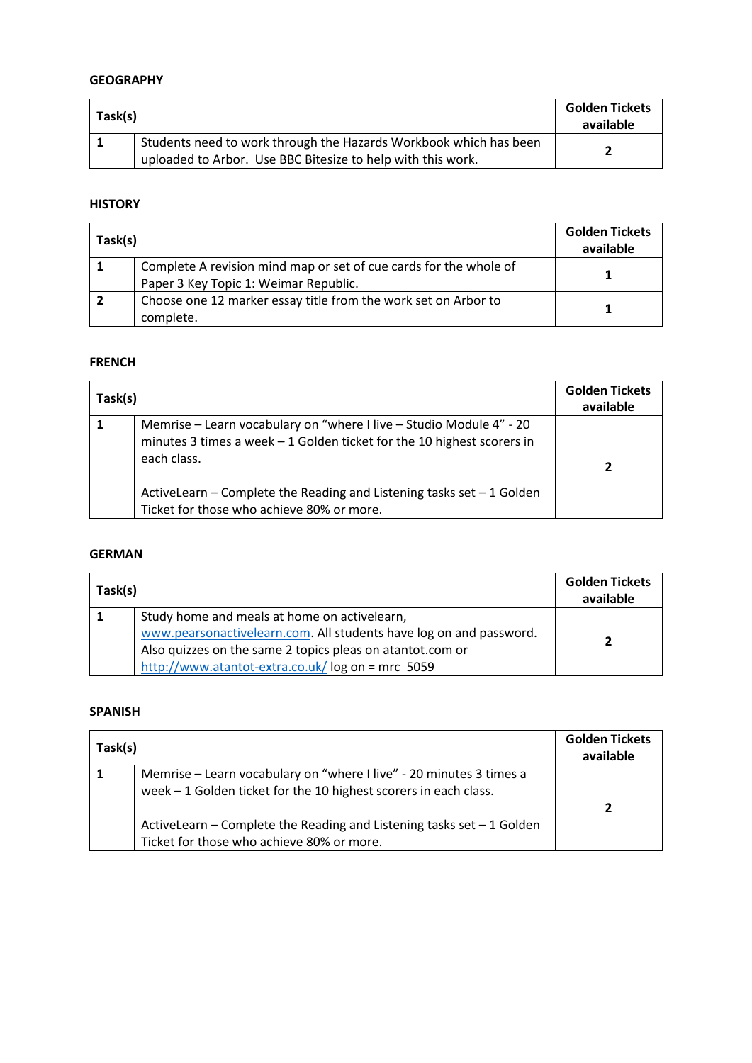**GEOGRAPHY**

| Task(s) | | Golden Tickets available |
|---|---|---|
| **1** | Students need to work through the Hazards Workbook which has been uploaded to Arbor. Use BBC Bitesize to help with this work. | **2** |

**HISTORY**

| Task(s) | | Golden Tickets available |
|---|---|---|
| **1** | Complete A revision mind map or set of cue cards for the whole of Paper 3 Key Topic 1: Weimar Republic. | **1** |
| **2** | Choose one 12 marker essay title from the work set on Arbor to complete. | **1** |

**FRENCH**

| Task(s) | | Golden Tickets available |
|---|---|---|
| **1** | Memrise – Learn vocabulary on "where I live – Studio Module 4" - 20 minutes 3 times a week – 1 Golden ticket for the 10 highest scorers in each class.<br><br>ActiveLearn – Complete the Reading and Listening tasks set – 1 Golden Ticket for those who achieve 80% or more. | **2** |

**GERMAN**

| Task(s) | | Golden Tickets available |
|---|---|---|
| **1** | Study home and meals at home on activelearn, www.pearsonactivelearn.com. All students have log on and password. Also quizzes on the same 2 topics pleas on atantot.com or http://www.atantot-extra.co.uk/ log on = mrc 5059 | **2** |

**SPANISH**

| Task(s) | | Golden Tickets available |
|---|---|---|
| **1** | Memrise – Learn vocabulary on "where I live" - 20 minutes 3 times a week – 1 Golden ticket for the 10 highest scorers in each class.<br><br>ActiveLearn – Complete the Reading and Listening tasks set – 1 Golden Ticket for those who achieve 80% or more. | **2** |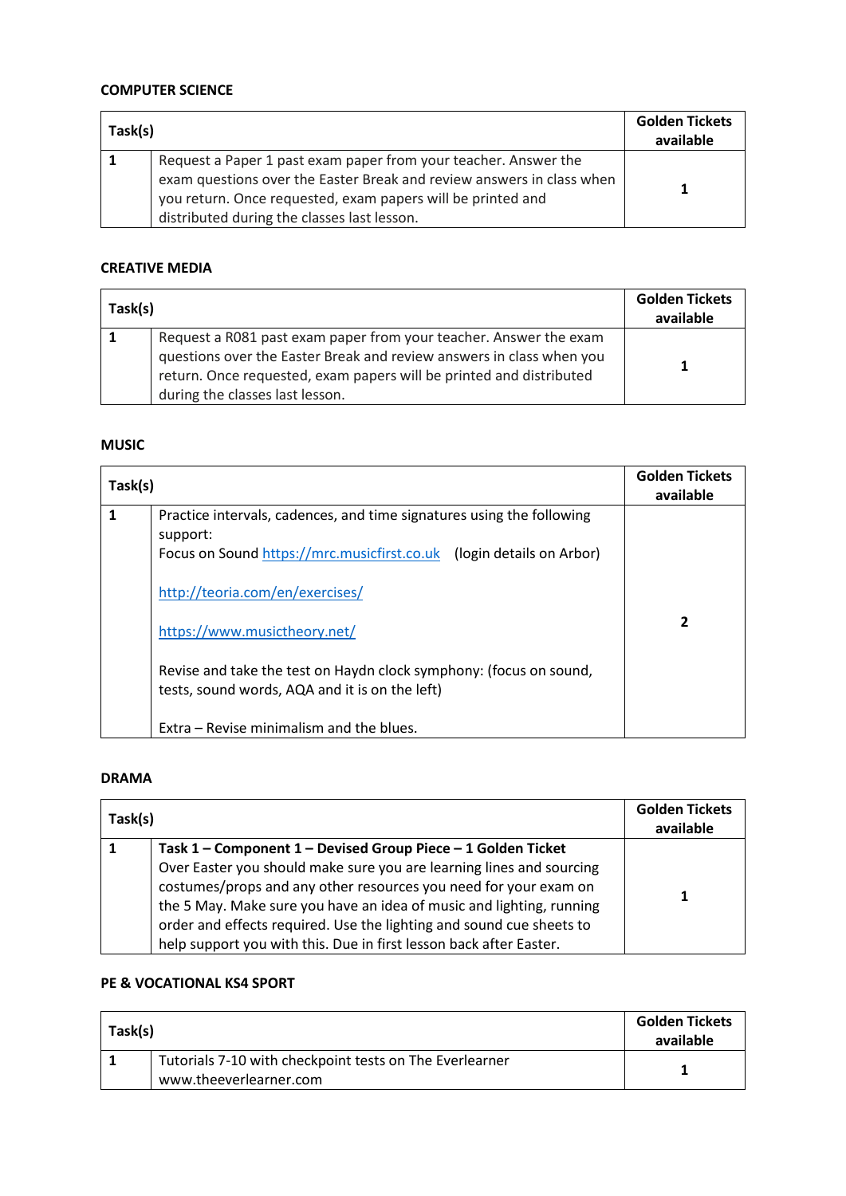**COMPUTER SCIENCE**

| Task(s) | | Golden Tickets available |
|---|---|---|
| 1 | Request a Paper 1 past exam paper from your teacher. Answer the exam questions over the Easter Break and review answers in class when you return. Once requested, exam papers will be printed and distributed during the classes last lesson. | 1 |

**CREATIVE MEDIA**

| Task(s) | | Golden Tickets available |
|---|---|---|
| 1 | Request a R081 past exam paper from your teacher. Answer the exam questions over the Easter Break and review answers in class when you return. Once requested, exam papers will be printed and distributed during the classes last lesson. | 1 |

**MUSIC**

| Task(s) | | Golden Tickets available |
|---|---|---|
| 1 | Practice intervals, cadences, and time signatures using the following support:<br>Focus on Sound https://mrc.musicfirst.co.uk (login details on Arbor)<br><br>http://teoria.com/en/exercises/<br><br>https://www.musictheory.net/<br><br>Revise and take the test on Haydn clock symphony: (focus on sound, tests, sound words, AQA and it is on the left)<br><br>Extra – Revise minimalism and the blues. | 2 |

**DRAMA**

| Task(s) | | Golden Tickets available |
|---|---|---|
| 1 | **Task 1 – Component 1 – Devised Group Piece – 1 Golden Ticket**<br>Over Easter you should make sure you are learning lines and sourcing costumes/props and any other resources you need for your exam on the 5 May. Make sure you have an idea of music and lighting, running order and effects required. Use the lighting and sound cue sheets to help support you with this. Due in first lesson back after Easter. | 1 |

**PE & VOCATIONAL KS4 SPORT**

| Task(s) | | Golden Tickets available |
|---|---|---|
| 1 | Tutorials 7-10 with checkpoint tests on The Everlearner www.theeverlearner.com | 1 |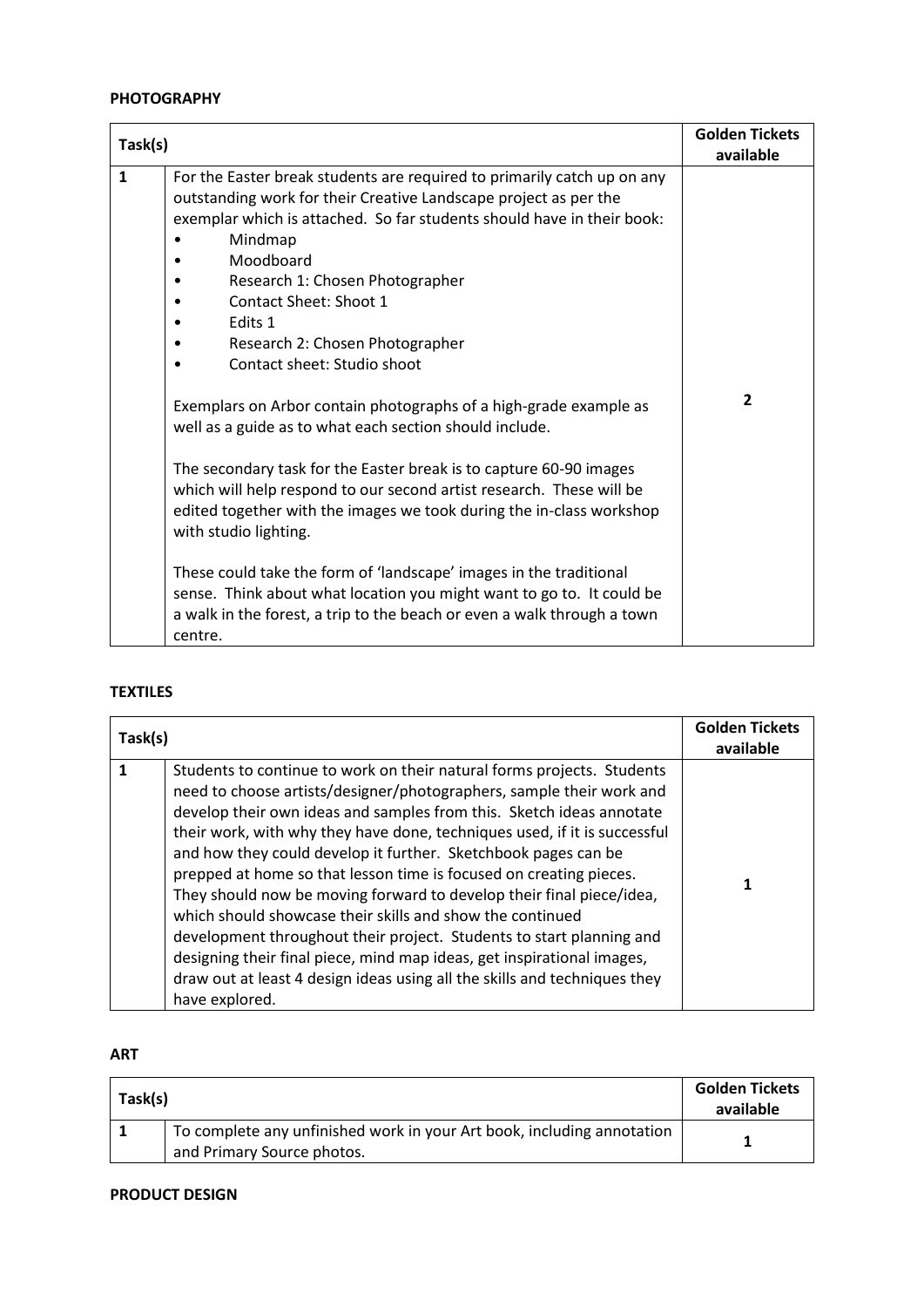**PHOTOGRAPHY**

| Task(s) | | Golden Tickets available |
|---|---|---|
| 1 | For the Easter break students are required to primarily catch up on any outstanding work for their Creative Landscape project as per the exemplar which is attached. So far students should have in their book:<br>• Mindmap<br>• Moodboard<br>• Research 1: Chosen Photographer<br>• Contact Sheet: Shoot 1<br>• Edits 1<br>• Research 2: Chosen Photographer<br>• Contact sheet: Studio shoot<br><br>Exemplars on Arbor contain photographs of a high-grade example as well as a guide as to what each section should include.<br><br>The secondary task for the Easter break is to capture 60-90 images which will help respond to our second artist research. These will be edited together with the images we took during the in-class workshop with studio lighting.<br><br>These could take the form of 'landscape' images in the traditional sense. Think about what location you might want to go to. It could be a walk in the forest, a trip to the beach or even a walk through a town centre. | 2 |

**TEXTILES**

| Task(s) | | Golden Tickets available |
|---|---|---|
| 1 | Students to continue to work on their natural forms projects. Students need to choose artists/designer/photographers, sample their work and develop their own ideas and samples from this. Sketch ideas annotate their work, with why they have done, techniques used, if it is successful and how they could develop it further. Sketchbook pages can be prepped at home so that lesson time is focused on creating pieces. They should now be moving forward to develop their final piece/idea, which should showcase their skills and show the continued development throughout their project. Students to start planning and designing their final piece, mind map ideas, get inspirational images, draw out at least 4 design ideas using all the skills and techniques they have explored. | 1 |

**ART**

| Task(s) | | Golden Tickets available |
|---|---|---|
| 1 | To complete any unfinished work in your Art book, including annotation and Primary Source photos. | 1 |

**PRODUCT DESIGN**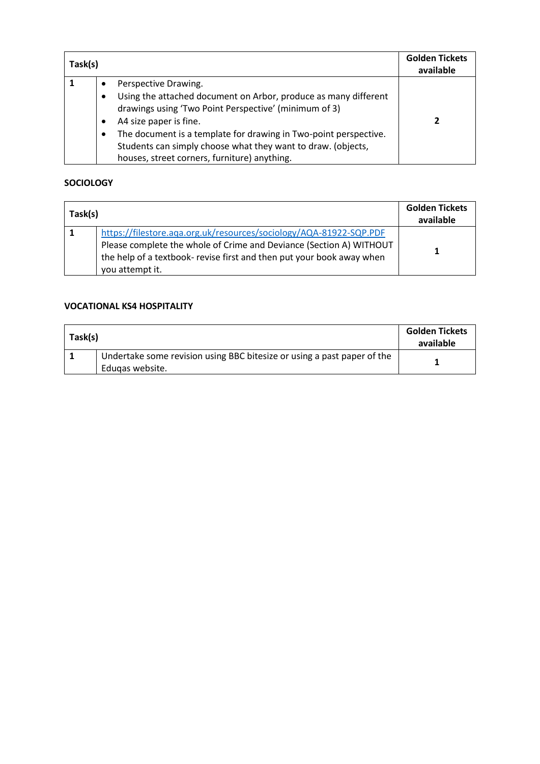| Task(s) | | Golden Tickets available |
|---|---|---|
| 1 | • Perspective Drawing.<br>• Using the attached document on Arbor, produce as many different drawings using 'Two Point Perspective' (minimum of 3)<br>• A4 size paper is fine.<br>• The document is a template for drawing in Two-point perspective. Students can simply choose what they want to draw. (objects, houses, street corners, furniture) anything. | **2** |

**SOCIOLOGY**

| Task(s) | | Golden Tickets available |
|---|---|---|
| 1 | https://filestore.aqa.org.uk/resources/sociology/AQA-81922-SQP.PDF<br>Please complete the whole of Crime and Deviance (Section A) WITHOUT the help of a textbook- revise first and then put your book away when you attempt it. | **1** |

**VOCATIONAL KS4 HOSPITALITY**

| Task(s) | | Golden Tickets available |
|---|---|---|
| 1 | Undertake some revision using BBC bitesize or using a past paper of the Eduqas website. | **1** |